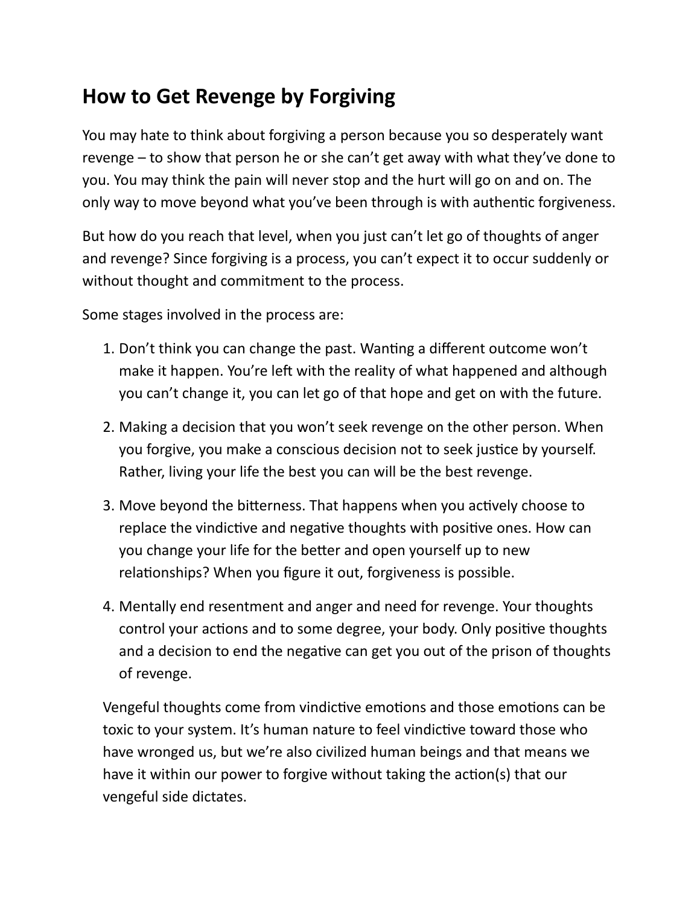## How to Get Revenge by Forgiving

You may hate to think about forgiving a person because you so desperately want revenge – to show that person he or she can't get away with what they've done to you. You may think the pain will never stop and the hurt will go on and on. The only way to move beyond what you've been through is with authentic forgiveness.

But how do you reach that level, when you just can't let go of thoughts of anger and revenge? Since forgiving is a process, you can't expect it to occur suddenly or without thought and commitment to the process.

Some stages involved in the process are:

1. Don't think you can change the past. Wanting a different outcome won't make it happen. You're left with the reality of what happened and although you can't change it, you can let go of that hope and get on with the future.

2. Making a decision that you won't seek revenge on the other person. When you forgive, you make a conscious decision not to seek justice by yourself. Rather, living your life the best you can will be the best revenge.

3. Move beyond the bitterness. That happens when you actively choose to replace the vindictive and negative thoughts with positive ones. How can you change your life for the better and open yourself up to new relationships? When you figure it out, forgiveness is possible.

4. Mentally end resentment and anger and need for revenge. Your thoughts control your actions and to some degree, your body. Only positive thoughts and a decision to end the negative can get you out of the prison of thoughts of revenge.

Vengeful thoughts come from vindictive emotions and those emotions can be toxic to your system. It's human nature to feel vindictive toward those who have wronged us, but we're also civilized human beings and that means we have it within our power to forgive without taking the action(s) that our vengeful side dictates.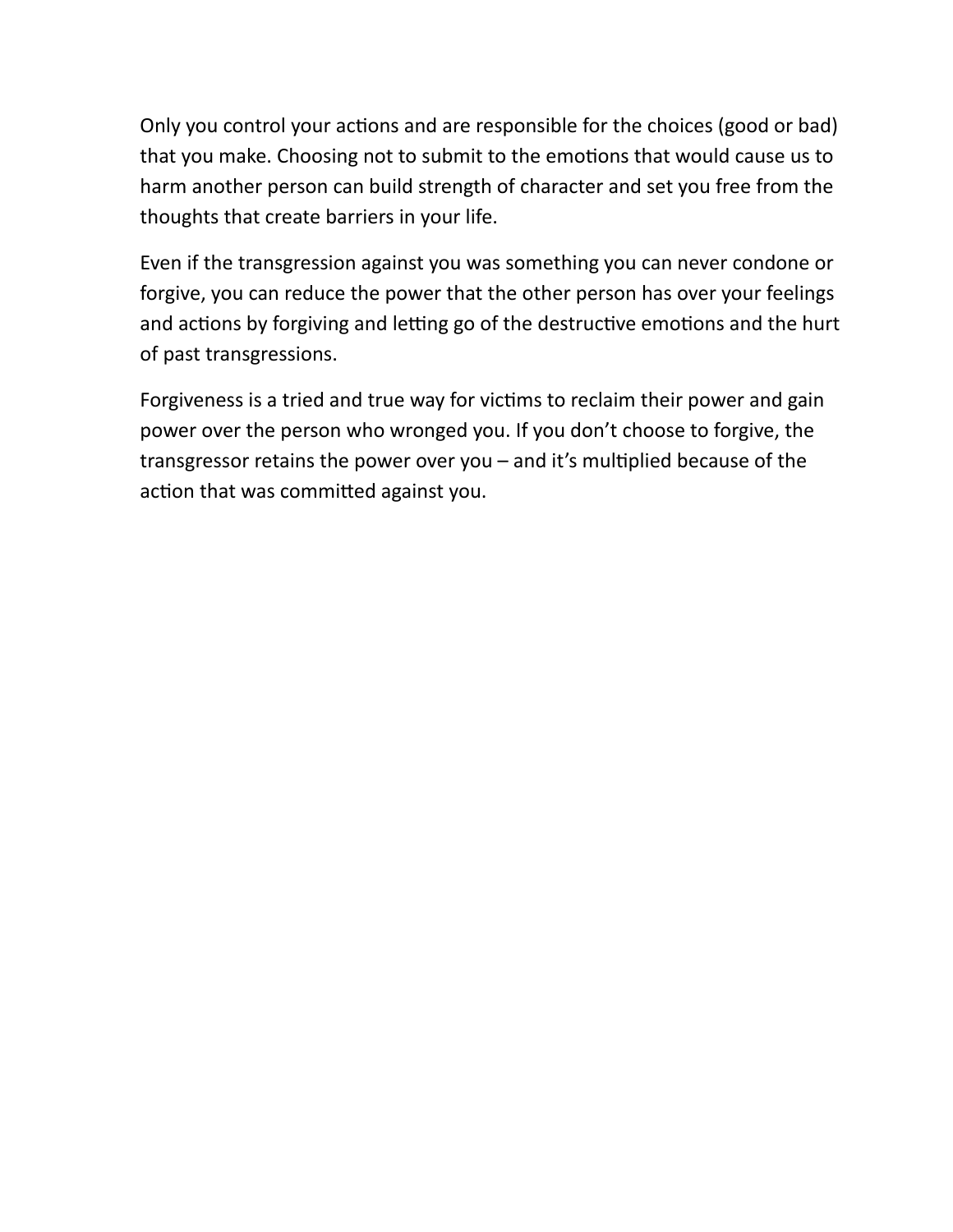Only you control your actions and are responsible for the choices (good or bad) that you make. Choosing not to submit to the emotions that would cause us to harm another person can build strength of character and set you free from the thoughts that create barriers in your life.

Even if the transgression against you was something you can never condone or forgive, you can reduce the power that the other person has over your feelings and actions by forgiving and letting go of the destructive emotions and the hurt of past transgressions.

Forgiveness is a tried and true way for victims to reclaim their power and gain power over the person who wronged you. If you don't choose to forgive, the transgressor retains the power over you – and it's multiplied because of the action that was committed against you.